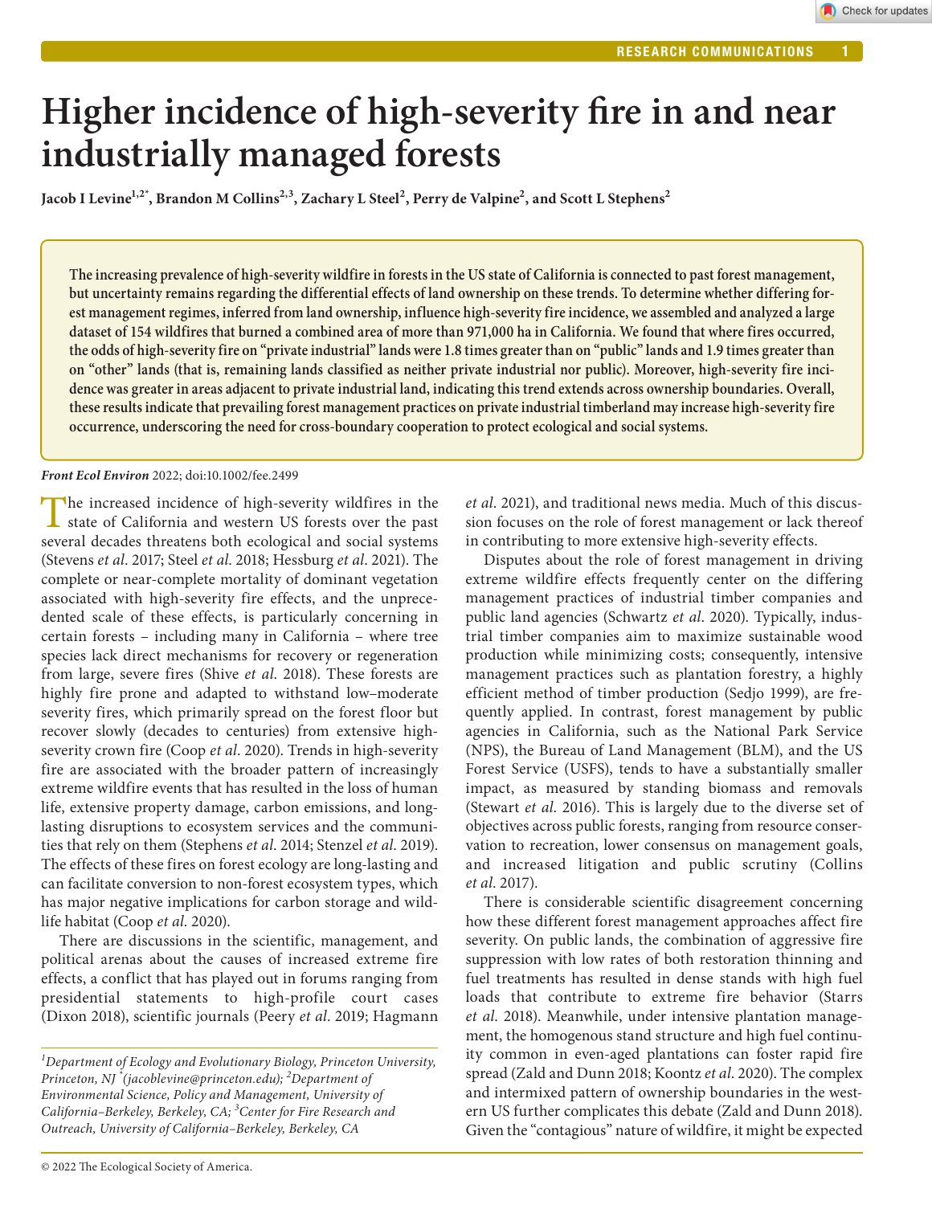# Higher incidence of high-severity fire in and near industrially managed forests

**Jacob I Levine[1,2*], Brandon M Collins[2,3], Zachary L Steel[2], Perry de Valpine[2], and Scott L Stephens[2]**

**The increasing prevalence of high-severity wildfire in forests in the US state of California is connected to past forest management, but uncertainty remains regarding the differential effects of land ownership on these trends. To determine whether differing forest management regimes, inferred from land ownership, influence high-severity fire incidence, we assembled and analyzed a large dataset of 154 wildfires that burned a combined area of more than 971,000 ha in California. We found that where fires occurred, the odds of high-severity fire on "private industrial" lands were 1.8 times greater than on "public" lands and 1.9 times greater than on "other" lands (that is, remaining lands classified as neither private industrial nor public). Moreover, high-severity fire incidence was greater in areas adjacent to private industrial land, indicating this trend extends across ownership boundaries. Overall, these results indicate that prevailing forest management practices on private industrial timberland may increase high-severity fire occurrence, underscoring the need for cross-boundary cooperation to protect ecological and social systems.**

***Front Ecol Environ*** 2022; doi:10.1002/fee.2499

The increased incidence of high-severity wildfires in the state of California and western US forests over the past several decades threatens both ecological and social systems (Stevens *et al*. 2017; Steel *et al*. 2018; Hessburg *et al*. 2021). The complete or near-complete mortality of dominant vegetation associated with high-severity fire effects, and the unprecedented scale of these effects, is particularly concerning in certain forests – including many in California – where tree species lack direct mechanisms for recovery or regeneration from large, severe fires (Shive *et al*. 2018). These forests are highly fire prone and adapted to withstand low–moderate severity fires, which primarily spread on the forest floor but recover slowly (decades to centuries) from extensive high-severity crown fire (Coop *et al*. 2020). Trends in high-severity fire are associated with the broader pattern of increasingly extreme wildfire events that has resulted in the loss of human life, extensive property damage, carbon emissions, and long-lasting disruptions to ecosystem services and the communities that rely on them (Stephens *et al*. 2014; Stenzel *et al*. 2019). The effects of these fires on forest ecology are long-lasting and can facilitate conversion to non-forest ecosystem types, which has major negative implications for carbon storage and wildlife habitat (Coop *et al*. 2020).

There are discussions in the scientific, management, and political arenas about the causes of increased extreme fire effects, a conflict that has played out in forums ranging from presidential statements to high-profile court cases (Dixon 2018), scientific journals (Peery *et al*. 2019; Hagmann *et al*. 2021), and traditional news media. Much of this discussion focuses on the role of forest management or lack thereof in contributing to more extensive high-severity effects.

Disputes about the role of forest management in driving extreme wildfire effects frequently center on the differing management practices of industrial timber companies and public land agencies (Schwartz *et al*. 2020). Typically, industrial timber companies aim to maximize sustainable wood production while minimizing costs; consequently, intensive management practices such as plantation forestry, a highly efficient method of timber production (Sedjo 1999), are frequently applied. In contrast, forest management by public agencies in California, such as the National Park Service (NPS), the Bureau of Land Management (BLM), and the US Forest Service (USFS), tends to have a substantially smaller impact, as measured by standing biomass and removals (Stewart *et al*. 2016). This is largely due to the diverse set of objectives across public forests, ranging from resource conservation to recreation, lower consensus on management goals, and increased litigation and public scrutiny (Collins *et al*. 2017).

There is considerable scientific disagreement concerning how these different forest management approaches affect fire severity. On public lands, the combination of aggressive fire suppression with low rates of both restoration thinning and fuel treatments has resulted in dense stands with high fuel loads that contribute to extreme fire behavior (Starrs *et al*. 2018). Meanwhile, under intensive plantation management, the homogenous stand structure and high fuel continuity common in even-aged plantations can foster rapid fire spread (Zald and Dunn 2018; Koontz *et al*. 2020). The complex and intermixed pattern of ownership boundaries in the western US further complicates this debate (Zald and Dunn 2018). Given the "contagious" nature of wildfire, it might be expected

*[1]Department of Ecology and Evolutionary Biology, Princeton University, Princeton, NJ \*(jacoblevine@princeton.edu); [2]Department of Environmental Science, Policy and Management, University of California–Berkeley, Berkeley, CA; [3]Center for Fire Research and Outreach, University of California–Berkeley, Berkeley, CA*

© 2022 The Ecological Society of America.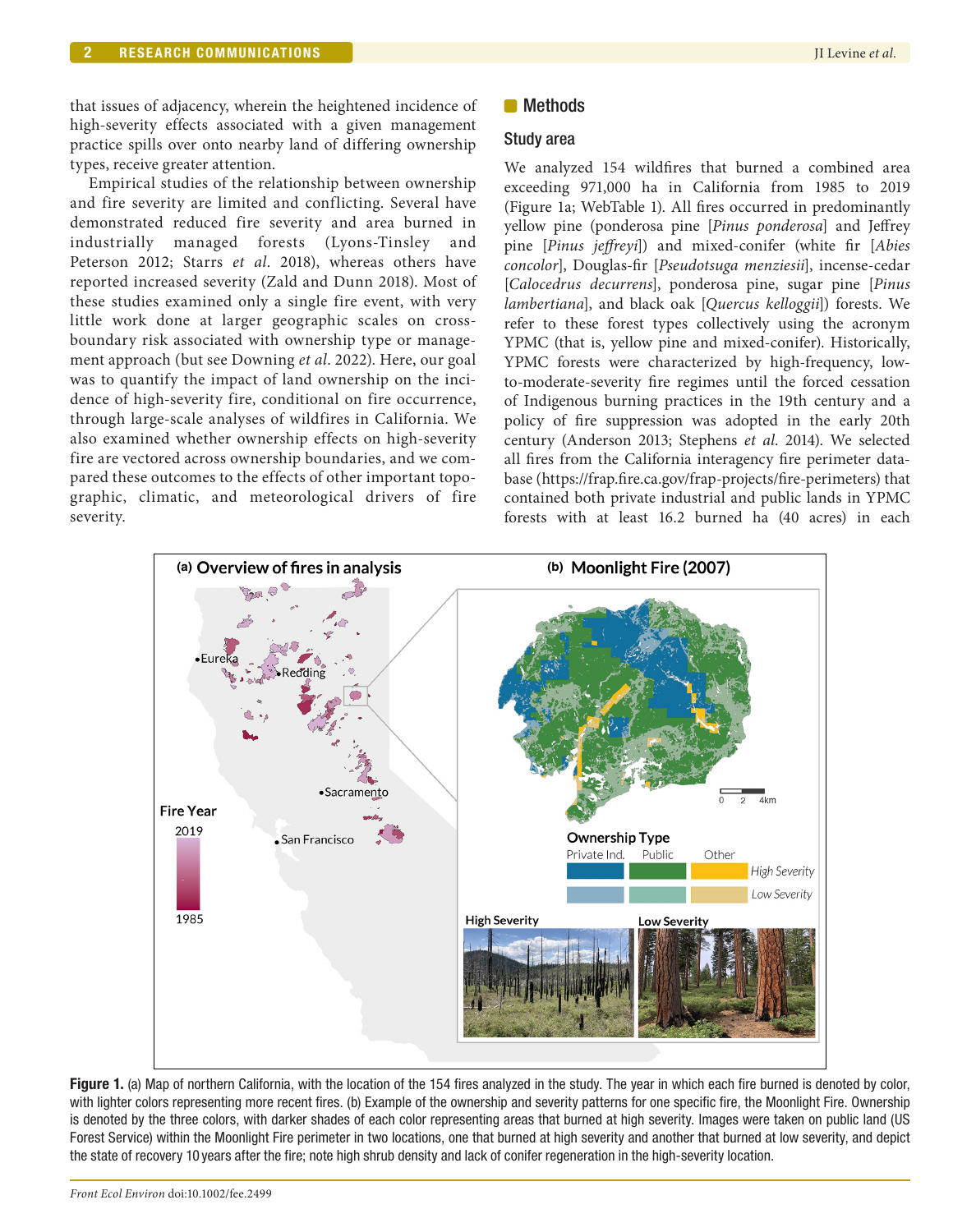that issues of adjacency, wherein the heightened incidence of high-severity effects associated with a given management practice spills over onto nearby land of differing ownership types, receive greater attention.

Empirical studies of the relationship between ownership and fire severity are limited and conflicting. Several have demonstrated reduced fire severity and area burned in industrially managed forests (Lyons-Tinsley and Peterson 2012; Starrs *et al*. 2018), whereas others have reported increased severity (Zald and Dunn 2018). Most of these studies examined only a single fire event, with very little work done at larger geographic scales on cross-boundary risk associated with ownership type or management approach (but see Downing *et al*. 2022). Here, our goal was to quantify the impact of land ownership on the incidence of high-severity fire, conditional on fire occurrence, through large-scale analyses of wildfires in California. We also examined whether ownership effects on high-severity fire are vectored across ownership boundaries, and we compared these outcomes to the effects of other important topographic, climatic, and meteorological drivers of fire severity.

## Methods

### Study area

We analyzed 154 wildfires that burned a combined area exceeding 971,000 ha in California from 1985 to 2019 (Figure 1a; WebTable 1). All fires occurred in predominantly yellow pine (ponderosa pine [*Pinus ponderosa*] and Jeffrey pine [*Pinus jeffreyi*]) and mixed-conifer (white fir [*Abies concolor*], Douglas-fir [*Pseudotsuga menziesii*], incense-cedar [*Calocedrus decurrens*], ponderosa pine, sugar pine [*Pinus lambertiana*], and black oak [*Quercus kelloggii*]) forests. We refer to these forest types collectively using the acronym YPMC (that is, yellow pine and mixed-conifer). Historically, YPMC forests were characterized by high-frequency, low-to-moderate-severity fire regimes until the forced cessation of Indigenous burning practices in the 19th century and a policy of fire suppression was adopted in the early 20th century (Anderson 2013; Stephens *et al*. 2014). We selected all fires from the California interagency fire perimeter database (https://frap.fire.ca.gov/frap-projects/fire-perimeters) that contained both private industrial and public lands in YPMC forests with at least 16.2 burned ha (40 acres) in each

**Figure 1.** (a) Map of northern California, with the location of the 154 fires analyzed in the study. The year in which each fire burned is denoted by color, with lighter colors representing more recent fires. (b) Example of the ownership and severity patterns for one specific fire, the Moonlight Fire. Ownership is denoted by the three colors, with darker shades of each color representing areas that burned at high severity. Images were taken on public land (US Forest Service) within the Moonlight Fire perimeter in two locations, one that burned at high severity and another that burned at low severity, and depict the state of recovery 10 years after the fire; note high shrub density and lack of conifer regeneration in the high-severity location.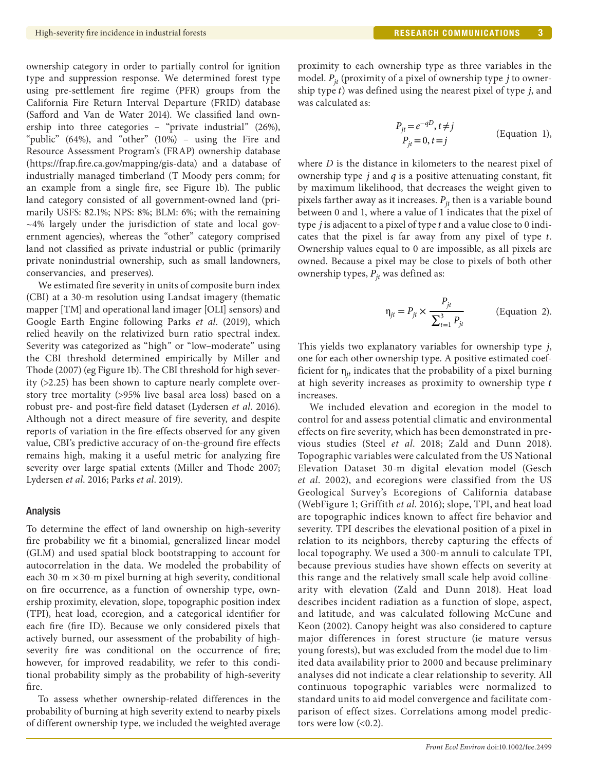ownership category in order to partially control for ignition type and suppression response. We determined forest type using pre-settlement fire regime (PFR) groups from the California Fire Return Interval Departure (FRID) database (Safford and Van de Water 2014). We classified land ownership into three categories – "private industrial" (26%), "public" (64%), and "other" (10%) – using the Fire and Resource Assessment Program's (FRAP) ownership database (https://frap.fire.ca.gov/mapping/gis-data) and a database of industrially managed timberland (T Moody pers comm; for an example from a single fire, see Figure 1b). The public land category consisted of all government-owned land (primarily USFS: 82.1%; NPS: 8%; BLM: 6%; with the remaining ~4% largely under the jurisdiction of state and local government agencies), whereas the "other" category comprised land not classified as private industrial or public (primarily private nonindustrial ownership, such as small landowners, conservancies, and preserves).

We estimated fire severity in units of composite burn index (CBI) at a 30-m resolution using Landsat imagery (thematic mapper [TM] and operational land imager [OLI] sensors) and Google Earth Engine following Parks *et al*. (2019), which relied heavily on the relativized burn ratio spectral index. Severity was categorized as "high" or "low–moderate" using the CBI threshold determined empirically by Miller and Thode (2007) (eg Figure 1b). The CBI threshold for high severity (>2.25) has been shown to capture nearly complete overstory tree mortality (>95% live basal area loss) based on a robust pre- and post-fire field dataset (Lydersen *et al*. 2016). Although not a direct measure of fire severity, and despite reports of variation in the fire-effects observed for any given value, CBI's predictive accuracy of on-the-ground fire effects remains high, making it a useful metric for analyzing fire severity over large spatial extents (Miller and Thode 2007; Lydersen *et al*. 2016; Parks *et al*. 2019).

## Analysis

To determine the effect of land ownership on high-severity fire probability we fit a binomial, generalized linear model (GLM) and used spatial block bootstrapping to account for autocorrelation in the data. We modeled the probability of each 30-m × 30-m pixel burning at high severity, conditional on fire occurrence, as a function of ownership type, ownership proximity, elevation, slope, topographic position index (TPI), heat load, ecoregion, and a categorical identifier for each fire (fire ID). Because we only considered pixels that actively burned, our assessment of the probability of high-severity fire was conditional on the occurrence of fire; however, for improved readability, we refer to this conditional probability simply as the probability of high-severity fire.

To assess whether ownership-related differences in the probability of burning at high severity extend to nearby pixels of different ownership type, we included the weighted average proximity to each ownership type as three variables in the model. $P_{jt}$ (proximity of a pixel of ownership type $j$ to ownership type $t$) was defined using the nearest pixel of type $j$, and was calculated as:

$$P_{jt} = e^{-qD}, t \neq j$$
$$P_{jt} = 0, t = j \qquad \text{(Equation 1)},$$

where $D$ is the distance in kilometers to the nearest pixel of ownership type $j$ and $q$ is a positive attenuating constant, fit by maximum likelihood, that decreases the weight given to pixels farther away as it increases. $P_{jt}$ then is a variable bound between 0 and 1, where a value of 1 indicates that the pixel of type $j$ is adjacent to a pixel of type $t$ and a value close to 0 indicates that the pixel is far away from any pixel of type $t$. Ownership values equal to 0 are impossible, as all pixels are owned. Because a pixel may be close to pixels of both other ownership types, $P_{jt}$ was defined as:

$$\eta_{jt} = P_{jt} \times \frac{P_{jt}}{\sum_{t=1}^{3} P_{jt}} \qquad \text{(Equation 2)}.$$

This yields two explanatory variables for ownership type $j$, one for each other ownership type. A positive estimated coefficient for $\eta_{jt}$ indicates that the probability of a pixel burning at high severity increases as proximity to ownership type $t$ increases.

We included elevation and ecoregion in the model to control for and assess potential climatic and environmental effects on fire severity, which has been demonstrated in previous studies (Steel *et al*. 2018; Zald and Dunn 2018). Topographic variables were calculated from the US National Elevation Dataset 30-m digital elevation model (Gesch *et al*. 2002), and ecoregions were classified from the US Geological Survey's Ecoregions of California database (WebFigure 1; Griffith *et al*. 2016); slope, TPI, and heat load are topographic indices known to affect fire behavior and severity. TPI describes the elevational position of a pixel in relation to its neighbors, thereby capturing the effects of local topography. We used a 300-m annuli to calculate TPI, because previous studies have shown effects on severity at this range and the relatively small scale help avoid collinearity with elevation (Zald and Dunn 2018). Heat load describes incident radiation as a function of slope, aspect, and latitude, and was calculated following McCune and Keon (2002). Canopy height was also considered to capture major differences in forest structure (ie mature versus young forests), but was excluded from the model due to limited data availability prior to 2000 and because preliminary analyses did not indicate a clear relationship to severity. All continuous topographic variables were normalized to standard units to aid model convergence and facilitate comparison of effect sizes. Correlations among model predictors were low (<0.2).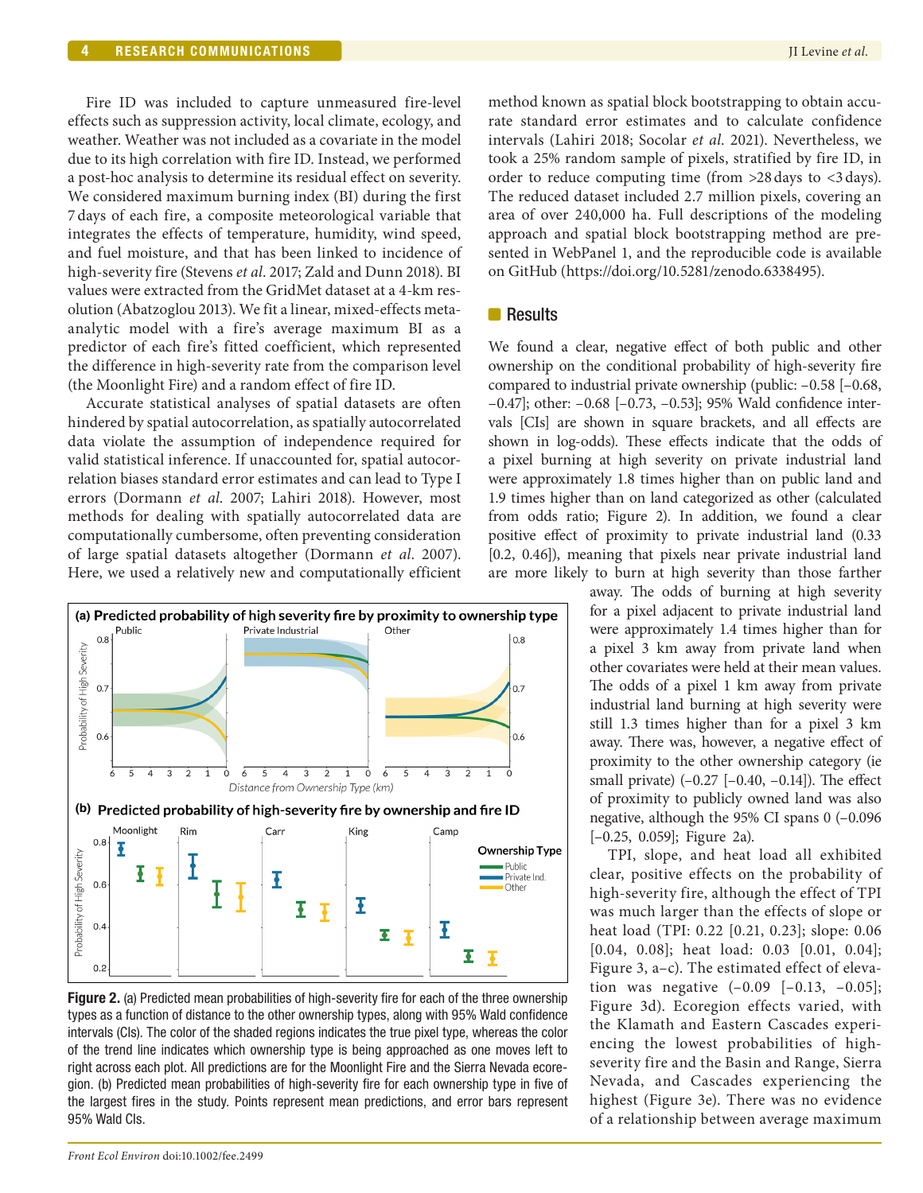Fire ID was included to capture unmeasured fire-level effects such as suppression activity, local climate, ecology, and weather. Weather was not included as a covariate in the model due to its high correlation with fire ID. Instead, we performed a post-hoc analysis to determine its residual effect on severity. We considered maximum burning index (BI) during the first 7 days of each fire, a composite meteorological variable that integrates the effects of temperature, humidity, wind speed, and fuel moisture, and that has been linked to incidence of high-severity fire (Stevens *et al*. 2017; Zald and Dunn 2018). BI values were extracted from the GridMet dataset at a 4-km resolution (Abatzoglou 2013). We fit a linear, mixed-effects meta-analytic model with a fire's average maximum BI as a predictor of each fire's fitted coefficient, which represented the difference in high-severity rate from the comparison level (the Moonlight Fire) and a random effect of fire ID.

Accurate statistical analyses of spatial datasets are often hindered by spatial autocorrelation, as spatially autocorrelated data violate the assumption of independence required for valid statistical inference. If unaccounted for, spatial autocorrelation biases standard error estimates and can lead to Type I errors (Dormann *et al*. 2007; Lahiri 2018). However, most methods for dealing with spatially autocorrelated data are computationally cumbersome, often preventing consideration of large spatial datasets altogether (Dormann *et al*. 2007). Here, we used a relatively new and computationally efficient method known as spatial block bootstrapping to obtain accurate standard error estimates and to calculate confidence intervals (Lahiri 2018; Socolar *et al*. 2021). Nevertheless, we took a 25% random sample of pixels, stratified by fire ID, in order to reduce computing time (from >28 days to <3 days). The reduced dataset included 2.7 million pixels, covering an area of over 240,000 ha. Full descriptions of the modeling approach and spatial block bootstrapping method are presented in WebPanel 1, and the reproducible code is available on GitHub (https://doi.org/10.5281/zenodo.6338495).

## Results

We found a clear, negative effect of both public and other ownership on the conditional probability of high-severity fire compared to industrial private ownership (public: −0.58 [−0.68, −0.47]; other: −0.68 [−0.73, −0.53]; 95% Wald confidence intervals [CIs] are shown in square brackets, and all effects are shown in log-odds). These effects indicate that the odds of a pixel burning at high severity on private industrial land were approximately 1.8 times higher than on public land and 1.9 times higher than on land categorized as other (calculated from odds ratio; Figure 2). In addition, we found a clear positive effect of proximity to private industrial land (0.33 [0.2, 0.46]), meaning that pixels near private industrial land are more likely to burn at high severity than those farther away. The odds of burning at high severity for a pixel adjacent to private industrial land were approximately 1.4 times higher than for a pixel 3 km away from private land when other covariates were held at their mean values. The odds of a pixel 1 km away from private industrial land burning at high severity were still 1.3 times higher than for a pixel 3 km away. There was, however, a negative effect of proximity to the other ownership category (ie small private) (−0.27 [−0.40, −0.14]). The effect of proximity to publicly owned land was also negative, although the 95% CI spans 0 (−0.096 [−0.25, 0.059]; Figure 2a).

TPI, slope, and heat load all exhibited clear, positive effects on the probability of high-severity fire, although the effect of TPI was much larger than the effects of slope or heat load (TPI: 0.22 [0.21, 0.23]; slope: 0.06 [0.04, 0.08]; heat load: 0.03 [0.01, 0.04]; Figure 3, a–c). The estimated effect of elevation was negative (−0.09 [−0.13, −0.05]; Figure 3d). Ecoregion effects varied, with the Klamath and Eastern Cascades experiencing the lowest probabilities of high-severity fire and the Basin and Range, Sierra Nevada, and Cascades experiencing the highest (Figure 3e). There was no evidence of a relationship between average maximum

**Figure 2.** (a) Predicted mean probabilities of high-severity fire for each of the three ownership types as a function of distance to the other ownership types, along with 95% Wald confidence intervals (CIs). The color of the shaded regions indicates the true pixel type, whereas the color of the trend line indicates which ownership type is being approached as one moves left to right across each plot. All predictions are for the Moonlight Fire and the Sierra Nevada ecoregion. (b) Predicted mean probabilities of high-severity fire for each ownership type in five of the largest fires in the study. Points represent mean predictions, and error bars represent 95% Wald CIs.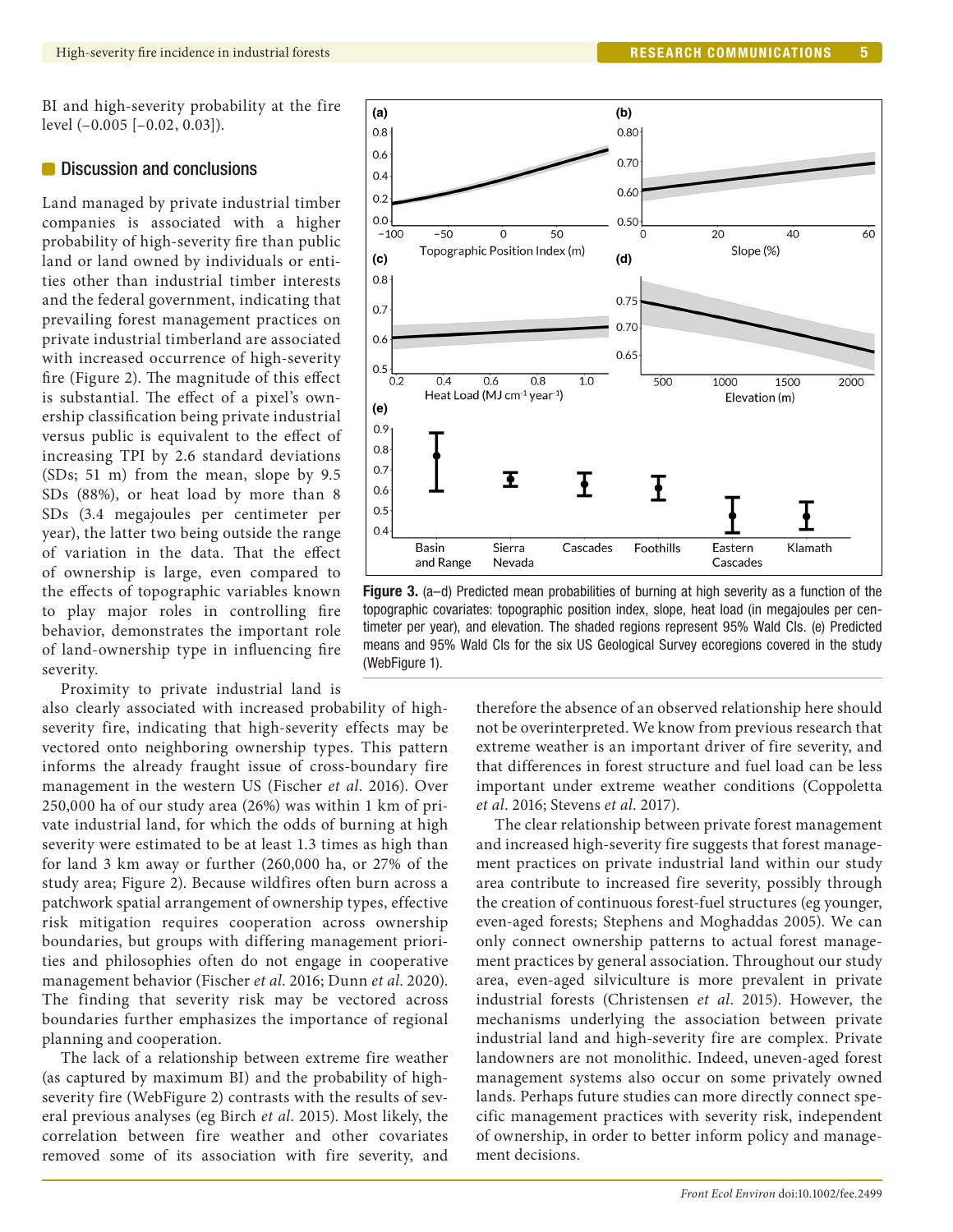BI and high-severity probability at the fire level (–0.005 [–0.02, 0.03]).

## Discussion and conclusions

Land managed by private industrial timber companies is associated with a higher probability of high-severity fire than public land or land owned by individuals or entities other than industrial timber interests and the federal government, indicating that prevailing forest management practices on private industrial timberland are associated with increased occurrence of high-severity fire (Figure 2). The magnitude of this effect is substantial. The effect of a pixel's ownership classification being private industrial versus public is equivalent to the effect of increasing TPI by 2.6 standard deviations (SDs; 51 m) from the mean, slope by 9.5 SDs (88%), or heat load by more than 8 SDs (3.4 megajoules per centimeter per year), the latter two being outside the range of variation in the data. That the effect of ownership is large, even compared to the effects of topographic variables known to play major roles in controlling fire behavior, demonstrates the important role of land-ownership type in influencing fire severity.

Proximity to private industrial land is also clearly associated with increased probability of high-severity fire, indicating that high-severity effects may be vectored onto neighboring ownership types. This pattern informs the already fraught issue of cross-boundary fire management in the western US (Fischer *et al*. 2016). Over 250,000 ha of our study area (26%) was within 1 km of private industrial land, for which the odds of burning at high severity were estimated to be at least 1.3 times as high than for land 3 km away or further (260,000 ha, or 27% of the study area; Figure 2). Because wildfires often burn across a patchwork spatial arrangement of ownership types, effective risk mitigation requires cooperation across ownership boundaries, but groups with differing management priorities and philosophies often do not engage in cooperative management behavior (Fischer *et al*. 2016; Dunn *et al*. 2020). The finding that severity risk may be vectored across boundaries further emphasizes the importance of regional planning and cooperation.

The lack of a relationship between extreme fire weather (as captured by maximum BI) and the probability of high-severity fire (WebFigure 2) contrasts with the results of several previous analyses (eg Birch *et al*. 2015). Most likely, the correlation between fire weather and other covariates removed some of its association with fire severity, and therefore the absence of an observed relationship here should not be overinterpreted. We know from previous research that extreme weather is an important driver of fire severity, and that differences in forest structure and fuel load can be less important under extreme weather conditions (Coppoletta *et al*. 2016; Stevens *et al*. 2017).

The clear relationship between private forest management and increased high-severity fire suggests that forest management practices on private industrial land within our study area contribute to increased fire severity, possibly through the creation of continuous forest-fuel structures (eg younger, even-aged forests; Stephens and Moghaddas 2005). We can only connect ownership patterns to actual forest management practices by general association. Throughout our study area, even-aged silviculture is more prevalent in private industrial forests (Christensen *et al*. 2015). However, the mechanisms underlying the association between private industrial land and high-severity fire are complex. Private landowners are not monolithic. Indeed, uneven-aged forest management systems also occur on some privately owned lands. Perhaps future studies can more directly connect specific management practices with severity risk, independent of ownership, in order to better inform policy and management decisions.

**Figure 3.** (a–d) Predicted mean probabilities of burning at high severity as a function of the topographic covariates: topographic position index, slope, heat load (in megajoules per centimeter per year), and elevation. The shaded regions represent 95% Wald CIs. (e) Predicted means and 95% Wald CIs for the six US Geological Survey ecoregions covered in the study (WebFigure 1).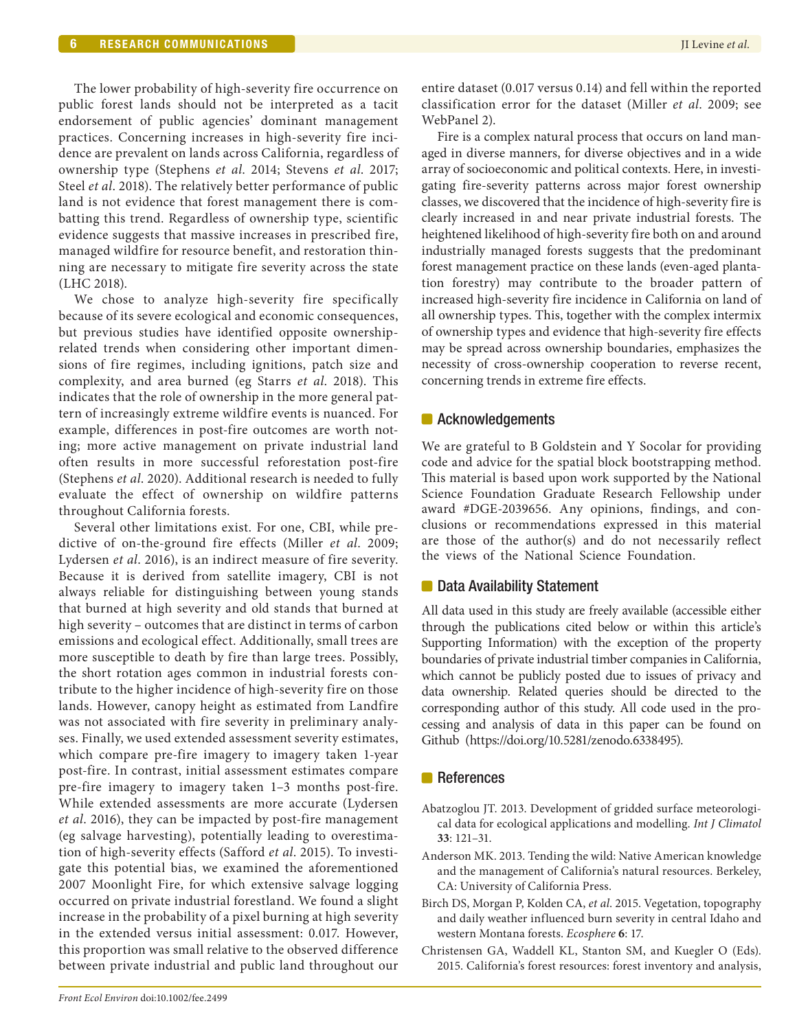The lower probability of high-severity fire occurrence on public forest lands should not be interpreted as a tacit endorsement of public agencies' dominant management practices. Concerning increases in high-severity fire incidence are prevalent on lands across California, regardless of ownership type (Stephens *et al*. 2014; Stevens *et al*. 2017; Steel *et al*. 2018). The relatively better performance of public land is not evidence that forest management there is combatting this trend. Regardless of ownership type, scientific evidence suggests that massive increases in prescribed fire, managed wildfire for resource benefit, and restoration thinning are necessary to mitigate fire severity across the state (LHC 2018).

We chose to analyze high-severity fire specifically because of its severe ecological and economic consequences, but previous studies have identified opposite ownership-related trends when considering other important dimensions of fire regimes, including ignitions, patch size and complexity, and area burned (eg Starrs *et al*. 2018). This indicates that the role of ownership in the more general pattern of increasingly extreme wildfire events is nuanced. For example, differences in post-fire outcomes are worth noting; more active management on private industrial land often results in more successful reforestation post-fire (Stephens *et al*. 2020). Additional research is needed to fully evaluate the effect of ownership on wildfire patterns throughout California forests.

Several other limitations exist. For one, CBI, while predictive of on-the-ground fire effects (Miller *et al*. 2009; Lydersen *et al*. 2016), is an indirect measure of fire severity. Because it is derived from satellite imagery, CBI is not always reliable for distinguishing between young stands that burned at high severity and old stands that burned at high severity – outcomes that are distinct in terms of carbon emissions and ecological effect. Additionally, small trees are more susceptible to death by fire than large trees. Possibly, the short rotation ages common in industrial forests contribute to the higher incidence of high-severity fire on those lands. However, canopy height as estimated from Landfire was not associated with fire severity in preliminary analyses. Finally, we used extended assessment severity estimates, which compare pre-fire imagery to imagery taken 1-year post-fire. In contrast, initial assessment estimates compare pre-fire imagery to imagery taken 1–3 months post-fire. While extended assessments are more accurate (Lydersen *et al*. 2016), they can be impacted by post-fire management (eg salvage harvesting), potentially leading to overestimation of high-severity effects (Safford *et al*. 2015). To investigate this potential bias, we examined the aforementioned 2007 Moonlight Fire, for which extensive salvage logging occurred on private industrial forestland. We found a slight increase in the probability of a pixel burning at high severity in the extended versus initial assessment: 0.017. However, this proportion was small relative to the observed difference between private industrial and public land throughout our entire dataset (0.017 versus 0.14) and fell within the reported classification error for the dataset (Miller *et al*. 2009; see WebPanel 2).

Fire is a complex natural process that occurs on land managed in diverse manners, for diverse objectives and in a wide array of socioeconomic and political contexts. Here, in investigating fire-severity patterns across major forest ownership classes, we discovered that the incidence of high-severity fire is clearly increased in and near private industrial forests. The heightened likelihood of high-severity fire both on and around industrially managed forests suggests that the predominant forest management practice on these lands (even-aged plantation forestry) may contribute to the broader pattern of increased high-severity fire incidence in California on land of all ownership types. This, together with the complex intermix of ownership types and evidence that high-severity fire effects may be spread across ownership boundaries, emphasizes the necessity of cross-ownership cooperation to reverse recent, concerning trends in extreme fire effects.

## Acknowledgements

We are grateful to B Goldstein and Y Socolar for providing code and advice for the spatial block bootstrapping method. This material is based upon work supported by the National Science Foundation Graduate Research Fellowship under award #DGE-2039656. Any opinions, findings, and conclusions or recommendations expressed in this material are those of the author(s) and do not necessarily reflect the views of the National Science Foundation.

## Data Availability Statement

All data used in this study are freely available (accessible either through the publications cited below or within this article's Supporting Information) with the exception of the property boundaries of private industrial timber companies in California, which cannot be publicly posted due to issues of privacy and data ownership. Related queries should be directed to the corresponding author of this study. All code used in the processing and analysis of data in this paper can be found on Github (https://doi.org/10.5281/zenodo.6338495).

## References

Abatzoglou JT. 2013. Development of gridded surface meteorological data for ecological applications and modelling. *Int J Climatol* **33**: 121–31.

Anderson MK. 2013. Tending the wild: Native American knowledge and the management of California's natural resources. Berkeley, CA: University of California Press.

Birch DS, Morgan P, Kolden CA, *et al*. 2015. Vegetation, topography and daily weather influenced burn severity in central Idaho and western Montana forests. *Ecosphere* **6**: 17.

Christensen GA, Waddell KL, Stanton SM, and Kuegler O (Eds). 2015. California's forest resources: forest inventory and analysis,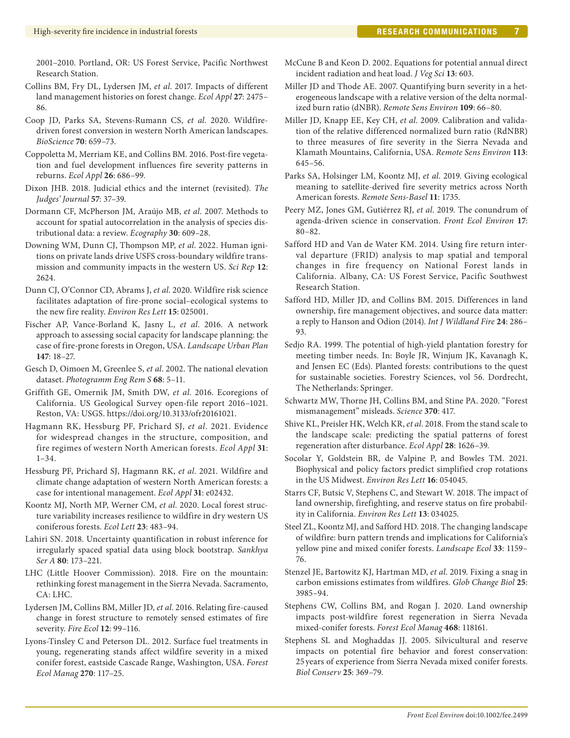2001–2010. Portland, OR: US Forest Service, Pacific Northwest Research Station.

Collins BM, Fry DL, Lydersen JM, *et al*. 2017. Impacts of different land management histories on forest change. *Ecol Appl* **27**: 2475–86.

Coop JD, Parks SA, Stevens-Rumann CS, *et al*. 2020. Wildfire-driven forest conversion in western North American landscapes. *BioScience* **70**: 659–73.

Coppoletta M, Merriam KE, and Collins BM. 2016. Post-fire vegetation and fuel development influences fire severity patterns in reburns. *Ecol Appl* **26**: 686–99.

Dixon JHB. 2018. Judicial ethics and the internet (revisited). *The Judges' Journal* **57**: 37–39.

Dormann CF, McPherson JM, Araújo MB, *et al*. 2007. Methods to account for spatial autocorrelation in the analysis of species distributional data: a review. *Ecography* **30**: 609–28.

Downing WM, Dunn CJ, Thompson MP, *et al*. 2022. Human ignitions on private lands drive USFS cross-boundary wildfire transmission and community impacts in the western US. *Sci Rep* **12**: 2624.

Dunn CJ, O'Connor CD, Abrams J, *et al*. 2020. Wildfire risk science facilitates adaptation of fire-prone social–ecological systems to the new fire reality. *Environ Res Lett* **15**: 025001.

Fischer AP, Vance-Borland K, Jasny L, *et al*. 2016. A network approach to assessing social capacity for landscape planning: the case of fire-prone forests in Oregon, USA. *Landscape Urban Plan* **147**: 18–27.

Gesch D, Oimoen M, Greenlee S, *et al*. 2002. The national elevation dataset. *Photogramm Eng Rem S* **68**: 5–11.

Griffith GE, Omernik JM, Smith DW, *et al*. 2016. Ecoregions of California. US Geological Survey open-file report 2016–1021. Reston, VA: USGS. https://doi.org/10.3133/ofr20161021.

Hagmann RK, Hessburg PF, Prichard SJ, *et al*. 2021. Evidence for widespread changes in the structure, composition, and fire regimes of western North American forests. *Ecol Appl* **31**: 1–34.

Hessburg PF, Prichard SJ, Hagmann RK, *et al*. 2021. Wildfire and climate change adaptation of western North American forests: a case for intentional management. *Ecol Appl* **31**: e02432.

Koontz MJ, North MP, Werner CM, *et al*. 2020. Local forest structure variability increases resilience to wildfire in dry western US coniferous forests. *Ecol Lett* **23**: 483–94.

Lahiri SN. 2018. Uncertainty quantification in robust inference for irregularly spaced spatial data using block bootstrap. *Sankhya Ser A* **80**: 173–221.

LHC (Little Hoover Commission). 2018. Fire on the mountain: rethinking forest management in the Sierra Nevada. Sacramento, CA: LHC.

Lydersen JM, Collins BM, Miller JD, *et al*. 2016. Relating fire-caused change in forest structure to remotely sensed estimates of fire severity. *Fire Ecol* **12**: 99–116.

Lyons-Tinsley C and Peterson DL. 2012. Surface fuel treatments in young, regenerating stands affect wildfire severity in a mixed conifer forest, eastside Cascade Range, Washington, USA. *Forest Ecol Manag* **270**: 117–25.

McCune B and Keon D. 2002. Equations for potential annual direct incident radiation and heat load. *J Veg Sci* **13**: 603.

Miller JD and Thode AE. 2007. Quantifying burn severity in a heterogeneous landscape with a relative version of the delta normalized burn ratio (dNBR). *Remote Sens Environ* **109**: 66–80.

Miller JD, Knapp EE, Key CH, *et al*. 2009. Calibration and validation of the relative differenced normalized burn ratio (RdNBR) to three measures of fire severity in the Sierra Nevada and Klamath Mountains, California, USA. *Remote Sens Environ* **113**: 645–56.

Parks SA, Holsinger LM, Koontz MJ, *et al*. 2019. Giving ecological meaning to satellite-derived fire severity metrics across North American forests. *Remote Sens-Basel* **11**: 1735.

Peery MZ, Jones GM, Gutiérrez RJ, *et al*. 2019. The conundrum of agenda-driven science in conservation. *Front Ecol Environ* **17**: 80–82.

Safford HD and Van de Water KM. 2014. Using fire return interval departure (FRID) analysis to map spatial and temporal changes in fire frequency on National Forest lands in California. Albany, CA: US Forest Service, Pacific Southwest Research Station.

Safford HD, Miller JD, and Collins BM. 2015. Differences in land ownership, fire management objectives, and source data matter: a reply to Hanson and Odion (2014). *Int J Wildland Fire* **24**: 286–93.

Sedjo RA. 1999. The potential of high-yield plantation forestry for meeting timber needs. In: Boyle JR, Winjum JK, Kavanagh K, and Jensen EC (Eds). Planted forests: contributions to the quest for sustainable societies. Forestry Sciences, vol 56. Dordrecht, The Netherlands: Springer.

Schwartz MW, Thorne JH, Collins BM, and Stine PA. 2020. "Forest mismanagement" misleads. *Science* **370**: 417.

Shive KL, Preisler HK, Welch KR, *et al*. 2018. From the stand scale to the landscape scale: predicting the spatial patterns of forest regeneration after disturbance. *Ecol Appl* **28**: 1626–39.

Socolar Y, Goldstein BR, de Valpine P, and Bowles TM. 2021. Biophysical and policy factors predict simplified crop rotations in the US Midwest. *Environ Res Lett* **16**: 054045.

Starrs CF, Butsic V, Stephens C, and Stewart W. 2018. The impact of land ownership, firefighting, and reserve status on fire probability in California. *Environ Res Lett* **13**: 034025.

Steel ZL, Koontz MJ, and Safford HD. 2018. The changing landscape of wildfire: burn pattern trends and implications for California's yellow pine and mixed conifer forests. *Landscape Ecol* **33**: 1159–76.

Stenzel JE, Bartowitz KJ, Hartman MD, *et al*. 2019. Fixing a snag in carbon emissions estimates from wildfires. *Glob Change Biol* **25**: 3985–94.

Stephens CW, Collins BM, and Rogan J. 2020. Land ownership impacts post-wildfire forest regeneration in Sierra Nevada mixed-conifer forests. *Forest Ecol Manag* **468**: 118161.

Stephens SL and Moghaddas JJ. 2005. Silvicultural and reserve impacts on potential fire behavior and forest conservation: 25 years of experience from Sierra Nevada mixed conifer forests. *Biol Conserv* **25**: 369–79.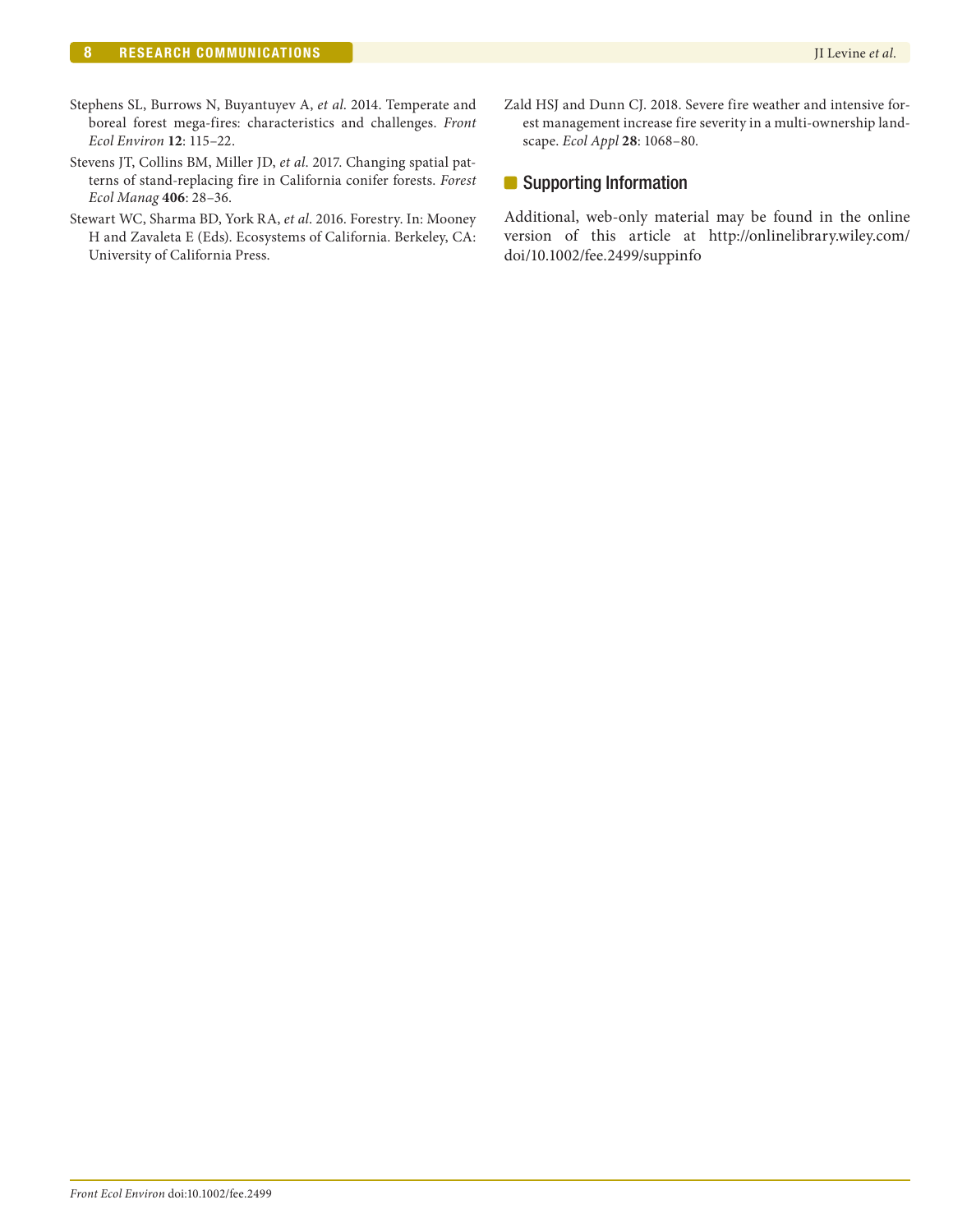Stephens SL, Burrows N, Buyantuyev A, *et al*. 2014. Temperate and boreal forest mega-fires: characteristics and challenges. *Front Ecol Environ* **12**: 115–22.

Stevens JT, Collins BM, Miller JD, *et al*. 2017. Changing spatial patterns of stand-replacing fire in California conifer forests. *Forest Ecol Manag* **406**: 28–36.

Stewart WC, Sharma BD, York RA, *et al*. 2016. Forestry. In: Mooney H and Zavaleta E (Eds). Ecosystems of California. Berkeley, CA: University of California Press.

Zald HSJ and Dunn CJ. 2018. Severe fire weather and intensive forest management increase fire severity in a multi-ownership landscape. *Ecol Appl* **28**: 1068–80.

## Supporting Information

Additional, web-only material may be found in the online version of this article at http://onlinelibrary.wiley.com/doi/10.1002/fee.2499/suppinfo